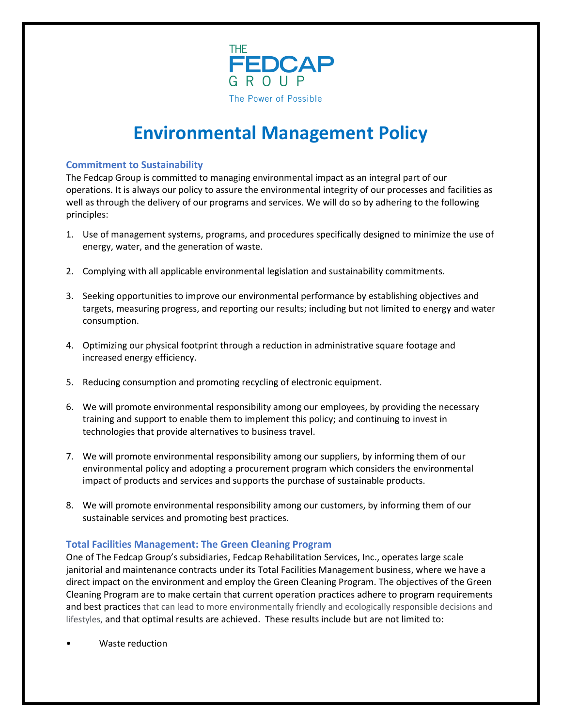THE
FEDCAP
GROUP
The Power of Possible

# Environmental Management Policy

### Commitment to Sustainability

The Fedcap Group is committed to managing environmental impact as an integral part of our operations. It is always our policy to assure the environmental integrity of our processes and facilities as well as through the delivery of our programs and services. We will do so by adhering to the following principles:

1. Use of management systems, programs, and procedures specifically designed to minimize the use of energy, water, and the generation of waste.

2. Complying with all applicable environmental legislation and sustainability commitments.

3. Seeking opportunities to improve our environmental performance by establishing objectives and targets, measuring progress, and reporting our results; including but not limited to energy and water consumption.

4. Optimizing our physical footprint through a reduction in administrative square footage and increased energy efficiency.

5. Reducing consumption and promoting recycling of electronic equipment.

6. We will promote environmental responsibility among our employees, by providing the necessary training and support to enable them to implement this policy; and continuing to invest in technologies that provide alternatives to business travel.

7. We will promote environmental responsibility among our suppliers, by informing them of our environmental policy and adopting a procurement program which considers the environmental impact of products and services and supports the purchase of sustainable products.

8. We will promote environmental responsibility among our customers, by informing them of our sustainable services and promoting best practices.

### Total Facilities Management: The Green Cleaning Program

One of The Fedcap Group's subsidiaries, Fedcap Rehabilitation Services, Inc., operates large scale janitorial and maintenance contracts under its Total Facilities Management business, where we have a direct impact on the environment and employ the Green Cleaning Program. The objectives of the Green Cleaning Program are to make certain that current operation practices adhere to program requirements and best practices that can lead to more environmentally friendly and ecologically responsible decisions and lifestyles, and that optimal results are achieved. These results include but are not limited to:

- Waste reduction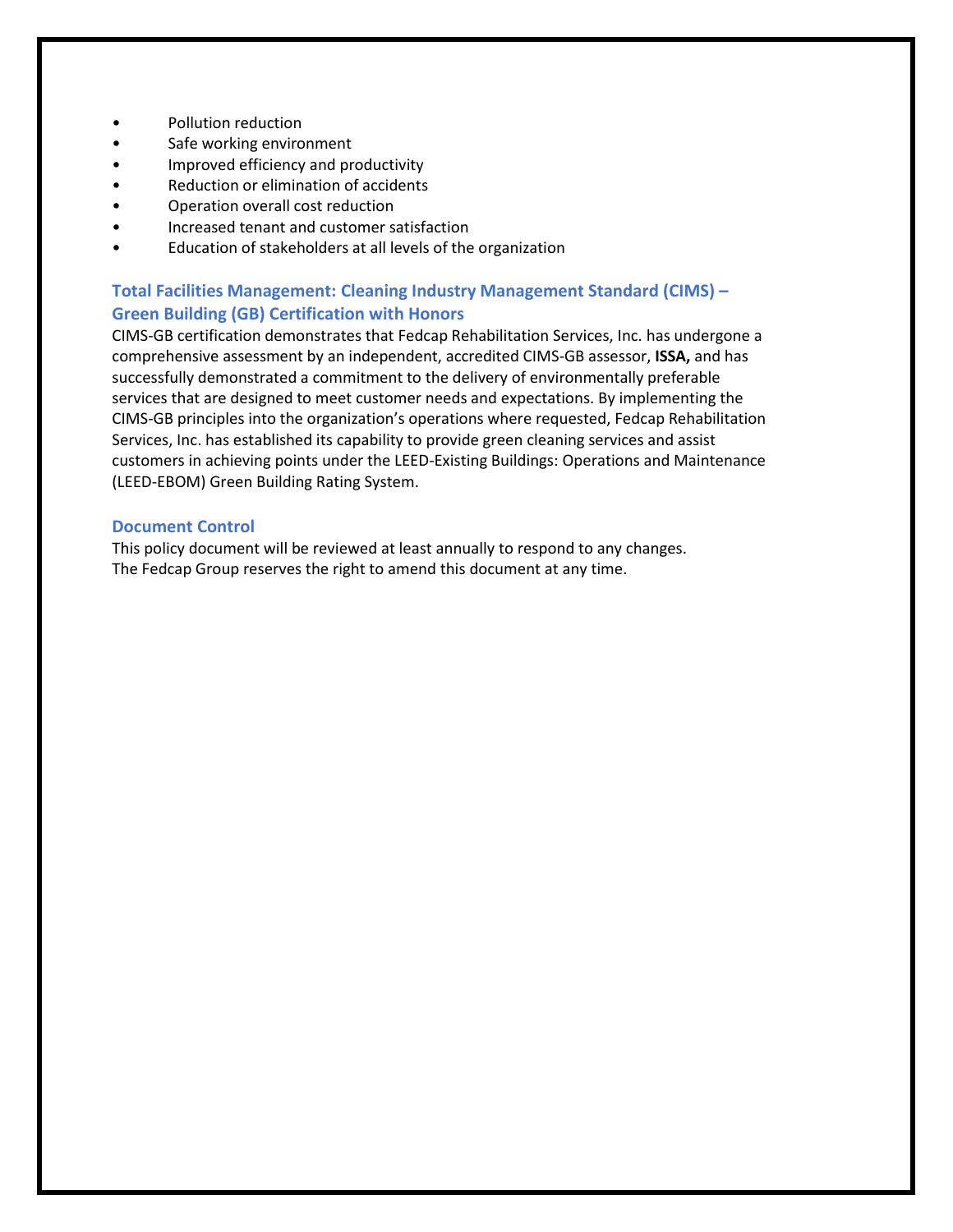- Pollution reduction
- Safe working environment
- Improved efficiency and productivity
- Reduction or elimination of accidents
- Operation overall cost reduction
- Increased tenant and customer satisfaction
- Education of stakeholders at all levels of the organization

### Total Facilities Management: Cleaning Industry Management Standard (CIMS) – Green Building (GB) Certification with Honors

CIMS-GB certification demonstrates that Fedcap Rehabilitation Services, Inc. has undergone a comprehensive assessment by an independent, accredited CIMS-GB assessor, **ISSA,** and has successfully demonstrated a commitment to the delivery of environmentally preferable services that are designed to meet customer needs and expectations. By implementing the CIMS-GB principles into the organization's operations where requested, Fedcap Rehabilitation Services, Inc. has established its capability to provide green cleaning services and assist customers in achieving points under the LEED-Existing Buildings: Operations and Maintenance (LEED-EBOM) Green Building Rating System.

### Document Control

This policy document will be reviewed at least annually to respond to any changes.
The Fedcap Group reserves the right to amend this document at any time.